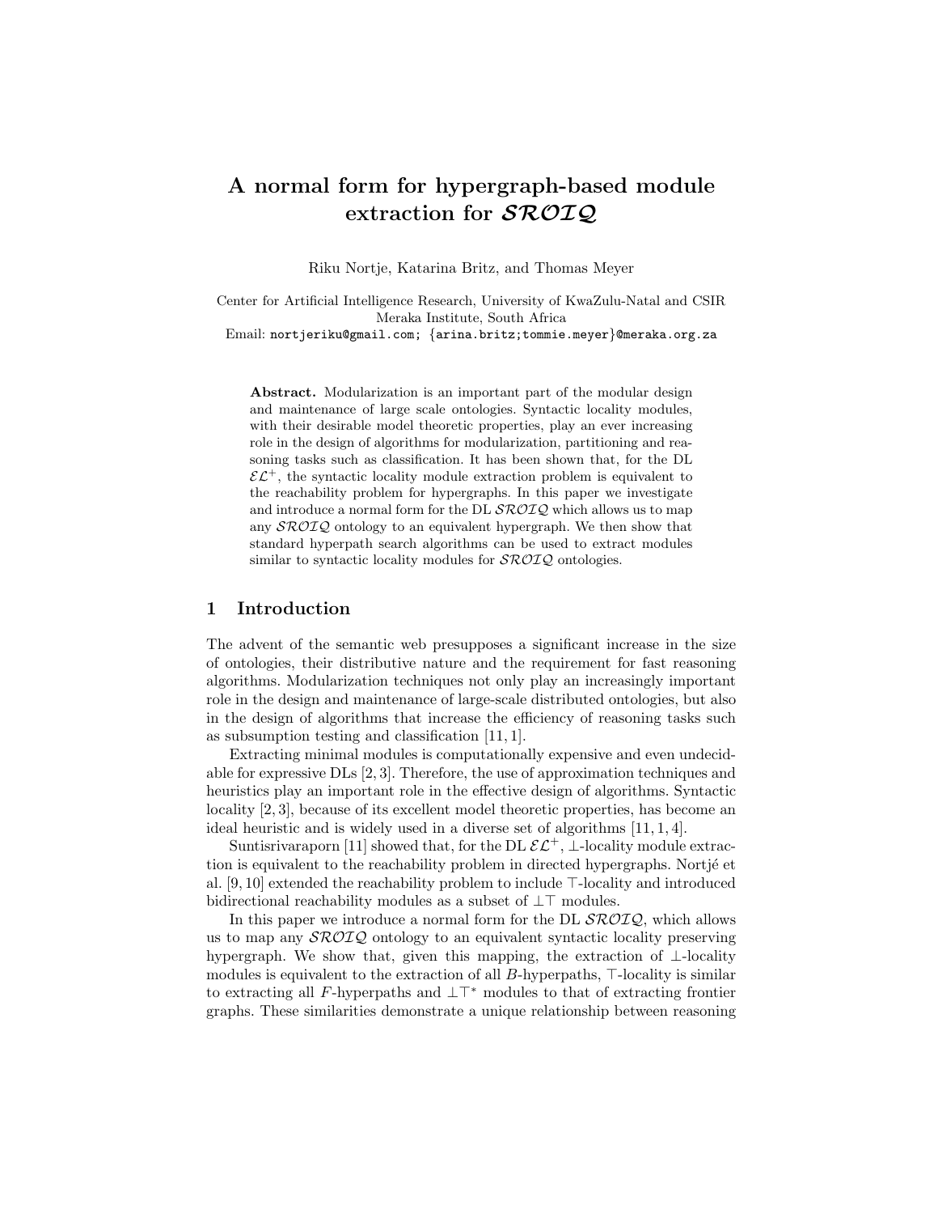# A normal form for hypergraph-based module extraction for $\mathcal{SROIQ}$

Riku Nortje, Katarina Britz, and Thomas Meyer

Center for Artificial Intelligence Research, University of KwaZulu-Natal and CSIR Meraka Institute, South Africa
Email: nortjeriku@gmail.com; {arina.britz;tommie.meyer}@meraka.org.za

**Abstract.** Modularization is an important part of the modular design and maintenance of large scale ontologies. Syntactic locality modules, with their desirable model theoretic properties, play an ever increasing role in the design of algorithms for modularization, partitioning and reasoning tasks such as classification. It has been shown that, for the DL $\mathcal{EL}^+$, the syntactic locality module extraction problem is equivalent to the reachability problem for hypergraphs. In this paper we investigate and introduce a normal form for the DL $\mathcal{SROIQ}$ which allows us to map any $\mathcal{SROIQ}$ ontology to an equivalent hypergraph. We then show that standard hyperpath search algorithms can be used to extract modules similar to syntactic locality modules for $\mathcal{SROIQ}$ ontologies.

## 1 Introduction

The advent of the semantic web presupposes a significant increase in the size of ontologies, their distributive nature and the requirement for fast reasoning algorithms. Modularization techniques not only play an increasingly important role in the design and maintenance of large-scale distributed ontologies, but also in the design of algorithms that increase the efficiency of reasoning tasks such as subsumption testing and classification [11, 1].

Extracting minimal modules is computationally expensive and even undecidable for expressive DLs [2, 3]. Therefore, the use of approximation techniques and heuristics play an important role in the effective design of algorithms. Syntactic locality [2, 3], because of its excellent model theoretic properties, has become an ideal heuristic and is widely used in a diverse set of algorithms [11, 1, 4].

Suntisrivaraporn [11] showed that, for the DL $\mathcal{EL}^+$, $\bot$-locality module extraction is equivalent to the reachability problem in directed hypergraphs. Nortjé et al. [9, 10] extended the reachability problem to include $\top$-locality and introduced bidirectional reachability modules as a subset of $\bot\top$ modules.

In this paper we introduce a normal form for the DL $\mathcal{SROIQ}$, which allows us to map any $\mathcal{SROIQ}$ ontology to an equivalent syntactic locality preserving hypergraph. We show that, given this mapping, the extraction of $\bot$-locality modules is equivalent to the extraction of all $B$-hyperpaths, $\top$-locality is similar to extracting all $F$-hyperpaths and $\bot\top^*$ modules to that of extracting frontier graphs. These similarities demonstrate a unique relationship between reasoning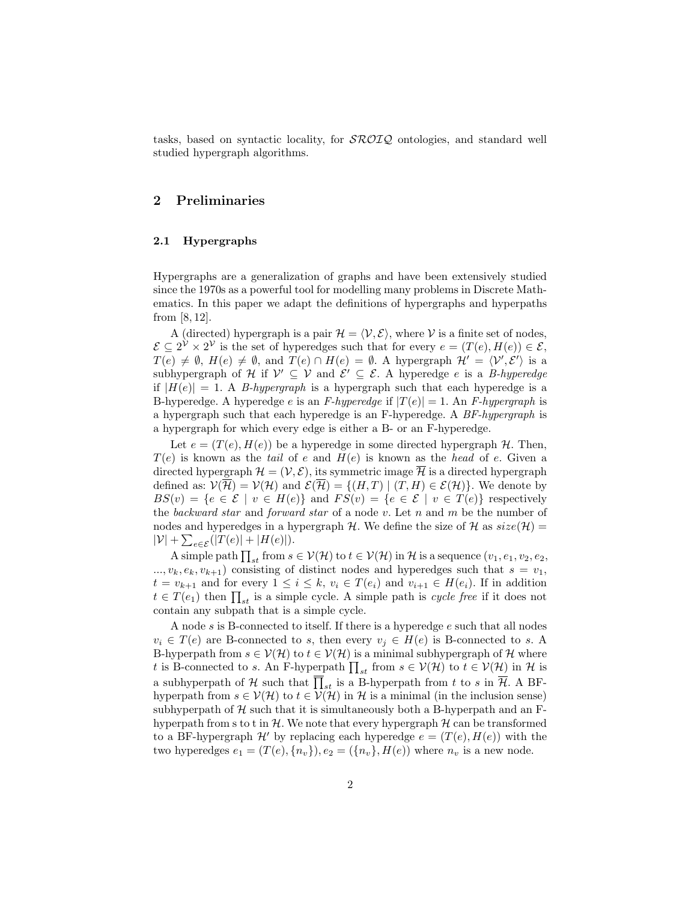tasks, based on syntactic locality, for $\mathcal{SROIQ}$ ontologies, and standard well studied hypergraph algorithms.

## 2 Preliminaries

### 2.1 Hypergraphs

Hypergraphs are a generalization of graphs and have been extensively studied since the 1970s as a powerful tool for modelling many problems in Discrete Mathematics. In this paper we adapt the definitions of hypergraphs and hyperpaths from [8, 12].

A (directed) hypergraph is a pair $\mathcal{H} = \langle \mathcal{V}, \mathcal{E} \rangle$, where $\mathcal{V}$ is a finite set of nodes, $\mathcal{E} \subseteq 2^{\mathcal{V}} \times 2^{\mathcal{V}}$ is the set of hyperedges such that for every $e = (T(e), H(e)) \in \mathcal{E}$, $T(e) \neq \emptyset$, $H(e) \neq \emptyset$, and $T(e) \cap H(e) = \emptyset$. A hypergraph $\mathcal{H}' = \langle \mathcal{V}', \mathcal{E}' \rangle$ is a subhypergraph of $\mathcal{H}$ if $\mathcal{V}' \subseteq \mathcal{V}$ and $\mathcal{E}' \subseteq \mathcal{E}$. A hyperedge $e$ is a *B-hyperedge* if $|H(e)| = 1$. A *B-hypergraph* is a hypergraph such that each hyperedge is a B-hyperedge. A hyperedge $e$ is an *F-hyperedge* if $|T(e)| = 1$. An *F-hypergraph* is a hypergraph such that each hyperedge is an F-hyperedge. A *BF-hypergraph* is a hypergraph for which every edge is either a B- or an F-hyperedge.

Let $e = (T(e), H(e))$ be a hyperedge in some directed hypergraph $\mathcal{H}$. Then, $T(e)$ is known as the *tail* of $e$ and $H(e)$ is known as the *head* of $e$. Given a directed hypergraph $\mathcal{H} = (\mathcal{V}, \mathcal{E})$, its symmetric image $\overline{\mathcal{H}}$ is a directed hypergraph defined as: $\mathcal{V}(\overline{\mathcal{H}}) = \mathcal{V}(\mathcal{H})$ and $\mathcal{E}(\overline{\mathcal{H}}) = \{(H, T) \mid (T, H) \in \mathcal{E}(\mathcal{H})\}$. We denote by $BS(v) = \{e \in \mathcal{E} \mid v \in H(e)\}$ and $FS(v) = \{e \in \mathcal{E} \mid v \in T(e)\}$ respectively the *backward star* and *forward star* of a node $v$. Let $n$ and $m$ be the number of nodes and hyperedges in a hypergraph $\mathcal{H}$. We define the size of $\mathcal{H}$ as $size(\mathcal{H}) = |\mathcal{V}| + \sum_{e \in \mathcal{E}}(|T(e)| + |H(e)|)$.

A simple path $\prod_{st}$ from $s \in \mathcal{V}(\mathcal{H})$ to $t \in \mathcal{V}(\mathcal{H})$ in $\mathcal{H}$ is a sequence $(v_1, e_1, v_2, e_2, ..., v_k, e_k, v_{k+1})$ consisting of distinct nodes and hyperedges such that $s = v_1$, $t = v_{k+1}$ and for every $1 \leq i \leq k$, $v_i \in T(e_i)$ and $v_{i+1} \in H(e_i)$. If in addition $t \in T(e_1)$ then $\prod_{st}$ is a simple cycle. A simple path is *cycle free* if it does not contain any subpath that is a simple cycle.

A node $s$ is B-connected to itself. If there is a hyperedge $e$ such that all nodes $v_i \in T(e)$ are B-connected to $s$, then every $v_j \in H(e)$ is B-connected to $s$. A B-hyperpath from $s \in \mathcal{V}(\mathcal{H})$ to $t \in \mathcal{V}(\mathcal{H})$ is a minimal subhypergraph of $\mathcal{H}$ where $t$ is B-connected to $s$. An F-hyperpath $\prod_{st}$ from $s \in \mathcal{V}(\mathcal{H})$ to $t \in \mathcal{V}(\mathcal{H})$ in $\mathcal{H}$ is a subhyperpath of $\mathcal{H}$ such that $\overline{\prod}_{st}$ is a B-hyperpath from $t$ to $s$ in $\overline{\mathcal{H}}$. A BF-hyperpath from $s \in \mathcal{V}(\mathcal{H})$ to $t \in \mathcal{V}(\mathcal{H})$ in $\mathcal{H}$ is a minimal (in the inclusion sense) subhyperpath of $\mathcal{H}$ such that it is simultaneously both a B-hyperpath and an F-hyperpath from s to t in $\mathcal{H}$. We note that every hypergraph $\mathcal{H}$ can be transformed to a BF-hypergraph $\mathcal{H}'$ by replacing each hyperedge $e = (T(e), H(e))$ with the two hyperedges $e_1 = (T(e), \{n_v\}), e_2 = (\{n_v\}, H(e))$ where $n_v$ is a new node.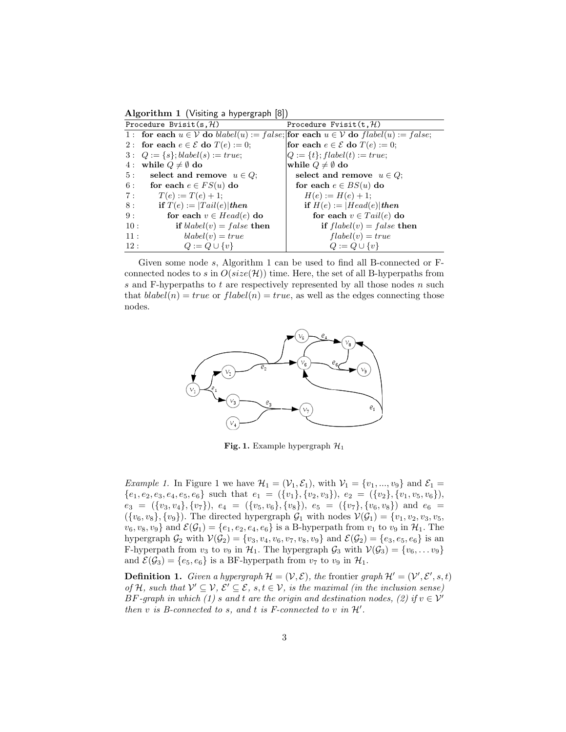**Algorithm 1** (Visiting a hypergraph [8])

| | Procedure Bvisit(s,$\mathcal{H}$) | Procedure Fvisit(t,$\mathcal{H}$) |
|---|---|---|
| 1 : | **for each** $u \in \mathcal{V}$ **do** $blabel(u) := false$; | **for each** $u \in \mathcal{V}$ **do** $flabel(u) := false$; |
| 2 : | **for each** $e \in \mathcal{E}$ **do** $T(e) := 0$; | **for each** $e \in \mathcal{E}$ **do** $T(e) := 0$; |
| 3 : | $Q := \{s\}; blabel(s) := true$; | $Q := \{t\}; flabel(t) := true$; |
| 4 : | **while** $Q \neq \emptyset$ **do** | **while** $Q \neq \emptyset$ **do** |
| 5 : | **select and remove** $u \in Q$; | **select and remove** $u \in Q$; |
| 6 : | **for each** $e \in FS(u)$ **do** | **for each** $e \in BS(u)$ **do** |
| 7 : | $T(e) := T(e) + 1$; | $H(e) := H(e) + 1$; |
| 8 : | **if** $T(e) := \|Tail(e)\|$ ***then*** | **if** $H(e) := \|Head(e)\|$ ***then*** |
| 9 : | **for each** $v \in Head(e)$ **do** | **for each** $v \in Tail(e)$ **do** |
| 10 : | **if** $blabel(v) = false$ **then** | **if** $flabel(v) = false$ **then** |
| 11 : | $blabel(v) = true$ | $flabel(v) = true$ |
| 12 : | $Q := Q \cup \{v\}$ | $Q := Q \cup \{v\}$ |

Given some node $s$, Algorithm 1 can be used to find all B-connected or F-connected nodes to $s$ in $O(size(\mathcal{H}))$ time. Here, the set of all B-hyperpaths from $s$ and F-hyperpaths to $t$ are respectively represented by all those nodes $n$ such that $blabel(n) = true$ or $flabel(n) = true$, as well as the edges connecting those nodes.

**Fig. 1.** Example hypergraph $\mathcal{H}_1$

*Example 1.* In Figure 1 we have $\mathcal{H}_1 = (\mathcal{V}_1, \mathcal{E}_1)$, with $\mathcal{V}_1 = \{v_1, ..., v_9\}$ and $\mathcal{E}_1 = \{e_1, e_2, e_3, e_4, e_5, e_6\}$ such that $e_1 = (\{v_1\}, \{v_2, v_3\})$, $e_2 = (\{v_2\}, \{v_1, v_5, v_6\})$, $e_3 = (\{v_3, v_4\}, \{v_7\})$, $e_4 = (\{v_5, v_6\}, \{v_8\})$, $e_5 = (\{v_7\}, \{v_6, v_8\})$ and $e_6 = (\{v_6, v_8\}, \{v_9\})$. The directed hypergraph $\mathcal{G}_1$ with nodes $\mathcal{V}(\mathcal{G}_1) = \{v_1, v_2, v_3, v_5, v_6, v_8, v_9\}$ and $\mathcal{E}(\mathcal{G}_1) = \{e_1, e_2, e_4, e_6\}$ is a B-hyperpath from $v_1$ to $v_9$ in $\mathcal{H}_1$. The hypergraph $\mathcal{G}_2$ with $\mathcal{V}(\mathcal{G}_2) = \{v_3, v_4, v_6, v_7, v_8, v_9\}$ and $\mathcal{E}(\mathcal{G}_2) = \{e_3, e_5, e_6\}$ is an F-hyperpath from $v_3$ to $v_9$ in $\mathcal{H}_1$. The hypergraph $\mathcal{G}_3$ with $\mathcal{V}(\mathcal{G}_3) = \{v_6, \ldots v_9\}$ and $\mathcal{E}(\mathcal{G}_3) = \{e_5, e_6\}$ is a BF-hyperpath from $v_7$ to $v_9$ in $\mathcal{H}_1$.

**Definition 1.** *Given a hypergraph $\mathcal{H} = (\mathcal{V}, \mathcal{E})$, the* frontier *graph $\mathcal{H}' = (\mathcal{V}', \mathcal{E}', s, t)$ of $\mathcal{H}$, such that $\mathcal{V}' \subseteq \mathcal{V}$, $\mathcal{E}' \subseteq \mathcal{E}$, $s, t \in \mathcal{V}$, is the maximal (in the inclusion sense) BF-graph in which (1) $s$ and $t$ are the origin and destination nodes, (2) if $v \in \mathcal{V}'$ then $v$ is B-connected to $s$, and $t$ is F-connected to $v$ in $\mathcal{H}'$.*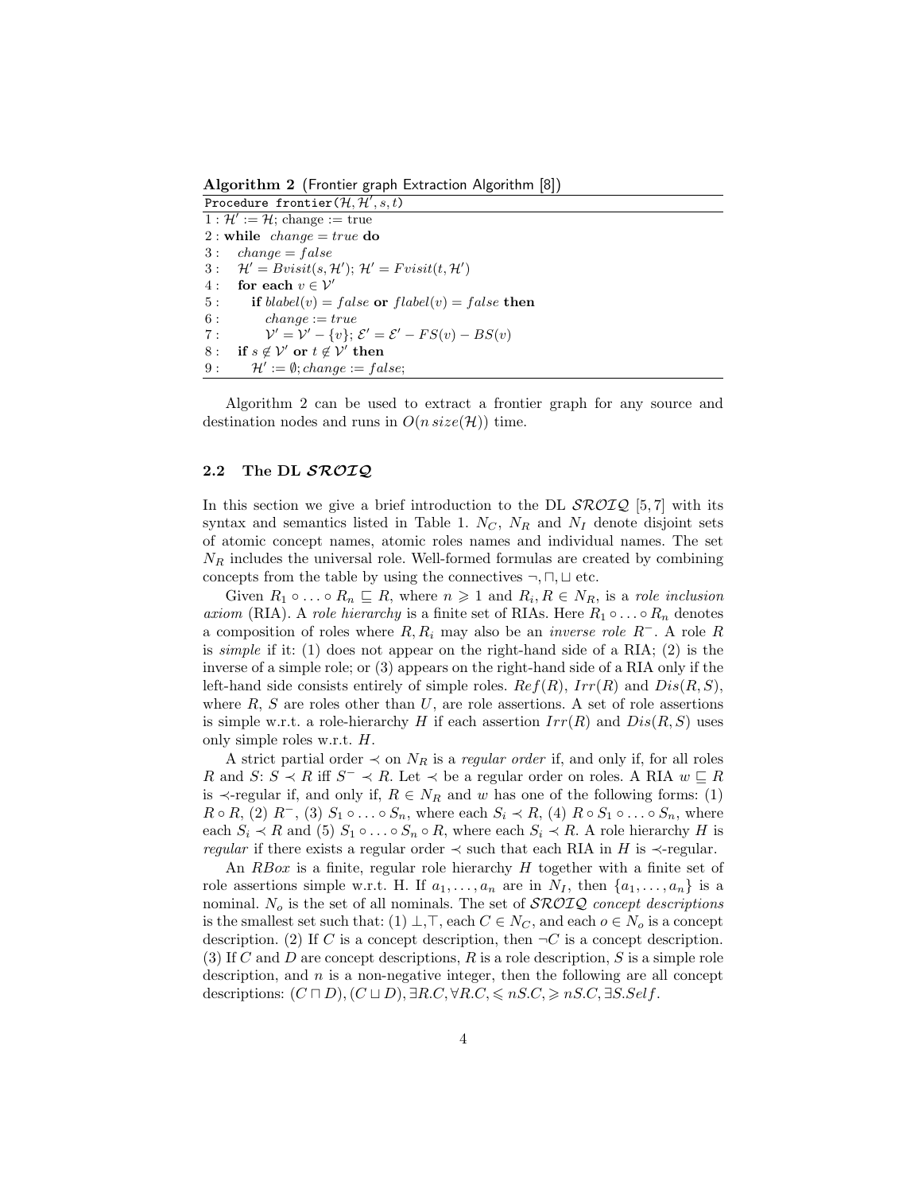**Algorithm 2** (Frontier graph Extraction Algorithm [8])

```
Procedure frontier(H, H', s, t)
1 : H' := H; change := true
2 : while  change = true do
3 :   change = false
3 :   H' = Bvisit(s, H'); H' = Fvisit(t, H')
4 :   for each v ∈ V'
5 :     if blabel(v) = false or flabel(v) = false then
6 :       change := true
7 :       V' = V' − {v}; E' = E' − FS(v) − BS(v)
8 :   if s ∉ V' or t ∉ V' then
9 :     H' := ∅; change := false;
```

Algorithm 2 can be used to extract a frontier graph for any source and destination nodes and runs in $O(n\, size(\mathcal{H}))$ time.

### 2.2 The DL $\mathcal{SROIQ}$

In this section we give a brief introduction to the DL $\mathcal{SROIQ}$ [5, 7] with its syntax and semantics listed in Table 1. $N_C$, $N_R$ and $N_I$ denote disjoint sets of atomic concept names, atomic roles names and individual names. The set $N_R$ includes the universal role. Well-formed formulas are created by combining concepts from the table by using the connectives $\neg, \sqcap, \sqcup$ etc.

Given $R_1 \circ \ldots \circ R_n \sqsubseteq R$, where $n \geqslant 1$ and $R_i, R \in N_R$, is a *role inclusion axiom* (RIA). A *role hierarchy* is a finite set of RIAs. Here $R_1 \circ \ldots \circ R_n$ denotes a composition of roles where $R, R_i$ may also be an *inverse role* $R^-$. A role $R$ is *simple* if it: (1) does not appear on the right-hand side of a RIA; (2) is the inverse of a simple role; or (3) appears on the right-hand side of a RIA only if the left-hand side consists entirely of simple roles. $Ref(R)$, $Irr(R)$ and $Dis(R, S)$, where $R$, $S$ are roles other than $U$, are role assertions. A set of role assertions is simple w.r.t. a role-hierarchy $H$ if each assertion $Irr(R)$ and $Dis(R, S)$ uses only simple roles w.r.t. $H$.

A strict partial order $\prec$ on $N_R$ is a *regular order* if, and only if, for all roles $R$ and $S$: $S \prec R$ iff $S^- \prec R$. Let $\prec$ be a regular order on roles. A RIA $w \sqsubseteq R$ is $\prec$-regular if, and only if, $R \in N_R$ and $w$ has one of the following forms: (1) $R \circ R$, (2) $R^-$, (3) $S_1 \circ \ldots \circ S_n$, where each $S_i \prec R$, (4) $R \circ S_1 \circ \ldots \circ S_n$, where each $S_i \prec R$ and (5) $S_1 \circ \ldots \circ S_n \circ R$, where each $S_i \prec R$. A role hierarchy $H$ is *regular* if there exists a regular order $\prec$ such that each RIA in $H$ is $\prec$-regular.

An *RBox* is a finite, regular role hierarchy $H$ together with a finite set of role assertions simple w.r.t. H. If $a_1, \ldots, a_n$ are in $N_I$, then $\{a_1, \ldots, a_n\}$ is a nominal. $N_o$ is the set of all nominals. The set of $\mathcal{SROIQ}$ *concept descriptions* is the smallest set such that: (1) $\bot, \top$, each $C \in N_C$, and each $o \in N_o$ is a concept description. (2) If $C$ is a concept description, then $\neg C$ is a concept description. (3) If $C$ and $D$ are concept descriptions, $R$ is a role description, $S$ is a simple role description, and $n$ is a non-negative integer, then the following are all concept descriptions: $(C \sqcap D), (C \sqcup D), \exists R.C, \forall R.C, \leqslant nS.C, \geqslant nS.C, \exists S.Self$.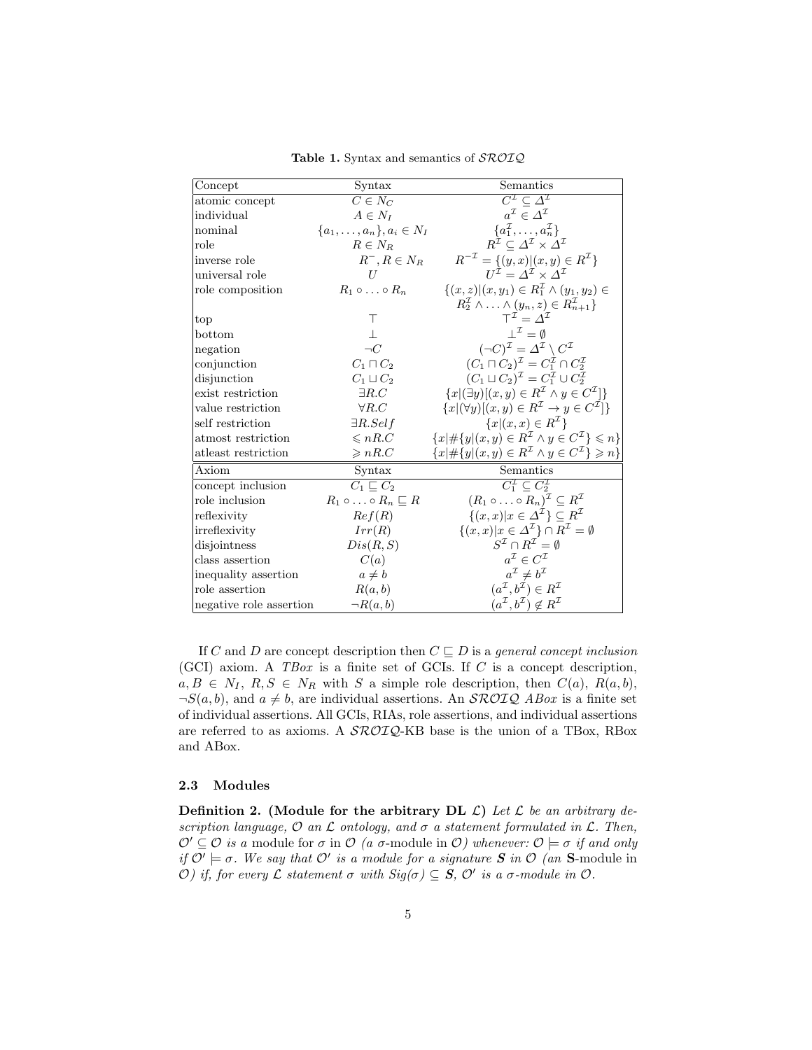**Table 1.** Syntax and semantics of $\mathcal{SROIQ}$

| Concept | Syntax | Semantics |
|---|---|---|
| atomic concept | $C \in N_C$ | $C^{\mathcal{I}} \subseteq \Delta^{\mathcal{I}}$ |
| individual | $A \in N_I$ | $a^{\mathcal{I}} \in \Delta^{\mathcal{I}}$ |
| nominal | $\{a_1, \ldots, a_n\}, a_i \in N_I$ | $\{a_1^{\mathcal{I}}, \ldots, a_n^{\mathcal{I}}\}$ |
| role | $R \in N_R$ | $R^{\mathcal{I}} \subseteq \Delta^{\mathcal{I}} \times \Delta^{\mathcal{I}}$ |
| inverse role | $R^-, R \in N_R$ | $R^{-\mathcal{I}} = \{(y,x) \mid (x,y) \in R^{\mathcal{I}}\}$ |
| universal role | $U$ | $U^{\mathcal{I}} = \Delta^{\mathcal{I}} \times \Delta^{\mathcal{I}}$ |
| role composition | $R_1 \circ \ldots \circ R_n$ | $\{(x,z) \mid (x,y_1) \in R_1^{\mathcal{I}} \wedge (y_1,y_2) \in R_2^{\mathcal{I}} \wedge \ldots \wedge (y_n,z) \in R_{n+1}^{\mathcal{I}}\}$ |
| top | $\top$ | $\top^{\mathcal{I}} = \Delta^{\mathcal{I}}$ |
| bottom | $\bot$ | $\bot^{\mathcal{I}} = \emptyset$ |
| negation | $\neg C$ | $(\neg C)^{\mathcal{I}} = \Delta^{\mathcal{I}} \setminus C^{\mathcal{I}}$ |
| conjunction | $C_1 \sqcap C_2$ | $(C_1 \sqcap C_2)^{\mathcal{I}} = C_1^{\mathcal{I}} \cap C_2^{\mathcal{I}}$ |
| disjunction | $C_1 \sqcup C_2$ | $(C_1 \sqcup C_2)^{\mathcal{I}} = C_1^{\mathcal{I}} \cup C_2^{\mathcal{I}}$ |
| exist restriction | $\exists R.C$ | $\{x \mid (\exists y)[(x,y) \in R^{\mathcal{I}} \wedge y \in C^{\mathcal{I}}]\}$ |
| value restriction | $\forall R.C$ | $\{x \mid (\forall y)[(x,y) \in R^{\mathcal{I}} \rightarrow y \in C^{\mathcal{I}}]\}$ |
| self restriction | $\exists R.Self$ | $\{x \mid (x,x) \in R^{\mathcal{I}}\}$ |
| atmost restriction | $\leqslant nR.C$ | $\{x \mid \#\{y \mid (x,y) \in R^{\mathcal{I}} \wedge y \in C^{\mathcal{I}}\} \leqslant n\}$ |
| atleast restriction | $\geqslant nR.C$ | $\{x \mid \#\{y \mid (x,y) \in R^{\mathcal{I}} \wedge y \in C^{\mathcal{I}}\} \geqslant n\}$ |
| **Axiom** | **Syntax** | **Semantics** |
| concept inclusion | $C_1 \sqsubseteq C_2$ | $C_1^{\mathcal{I}} \subseteq C_2^{\mathcal{I}}$ |
| role inclusion | $R_1 \circ \ldots \circ R_n \sqsubseteq R$ | $(R_1 \circ \ldots \circ R_n)^{\mathcal{I}} \subseteq R^{\mathcal{I}}$ |
| reflexivity | $Ref(R)$ | $\{(x,x) \mid x \in \Delta^{\mathcal{I}}\} \subseteq R^{\mathcal{I}}$ |
| irreflexivity | $Irr(R)$ | $\{(x,x) \mid x \in \Delta^{\mathcal{I}}\} \cap R^{\mathcal{I}} = \emptyset$ |
| disjointness | $Dis(R,S)$ | $S^{\mathcal{I}} \cap R^{\mathcal{I}} = \emptyset$ |
| class assertion | $C(a)$ | $a^{\mathcal{I}} \in C^{\mathcal{I}}$ |
| inequality assertion | $a \neq b$ | $a^{\mathcal{I}} \neq b^{\mathcal{I}}$ |
| role assertion | $R(a,b)$ | $(a^{\mathcal{I}}, b^{\mathcal{I}}) \in R^{\mathcal{I}}$ |
| negative role assertion | $\neg R(a,b)$ | $(a^{\mathcal{I}}, b^{\mathcal{I}}) \notin R^{\mathcal{I}}$ |

If $C$ and $D$ are concept description then $C \sqsubseteq D$ is a *general concept inclusion* (GCI) axiom. A *TBox* is a finite set of GCIs. If $C$ is a concept description, $a, B \in N_I$, $R, S \in N_R$ with $S$ a simple role description, then $C(a)$, $R(a,b)$, $\neg S(a,b)$, and $a \neq b$, are individual assertions. An $\mathcal{SROIQ}$ *ABox* is a finite set of individual assertions. All GCIs, RIAs, role assertions, and individual assertions are referred to as axioms. A $\mathcal{SROIQ}$-KB base is the union of a TBox, RBox and ABox.

### 2.3 Modules

**Definition 2. (Module for the arbitrary DL $\mathcal{L}$)** *Let $\mathcal{L}$ be an arbitrary description language, $\mathcal{O}$ an $\mathcal{L}$ ontology, and $\sigma$ a statement formulated in $\mathcal{L}$. Then, $\mathcal{O}' \subseteq \mathcal{O}$ is a* module for $\sigma$ in $\mathcal{O}$ *(a* $\sigma$-module in $\mathcal{O}$*) whenever: $\mathcal{O} \models \sigma$ if and only if $\mathcal{O}' \models \sigma$. We say that $\mathcal{O}'$ is a module for a signature $\boldsymbol{S}$ in $\mathcal{O}$ (an* **S**-module in $\mathcal{O}$*) if, for every $\mathcal{L}$ statement $\sigma$ with $Sig(\sigma) \subseteq \boldsymbol{S}$, $\mathcal{O}'$ is a $\sigma$-module in $\mathcal{O}$.*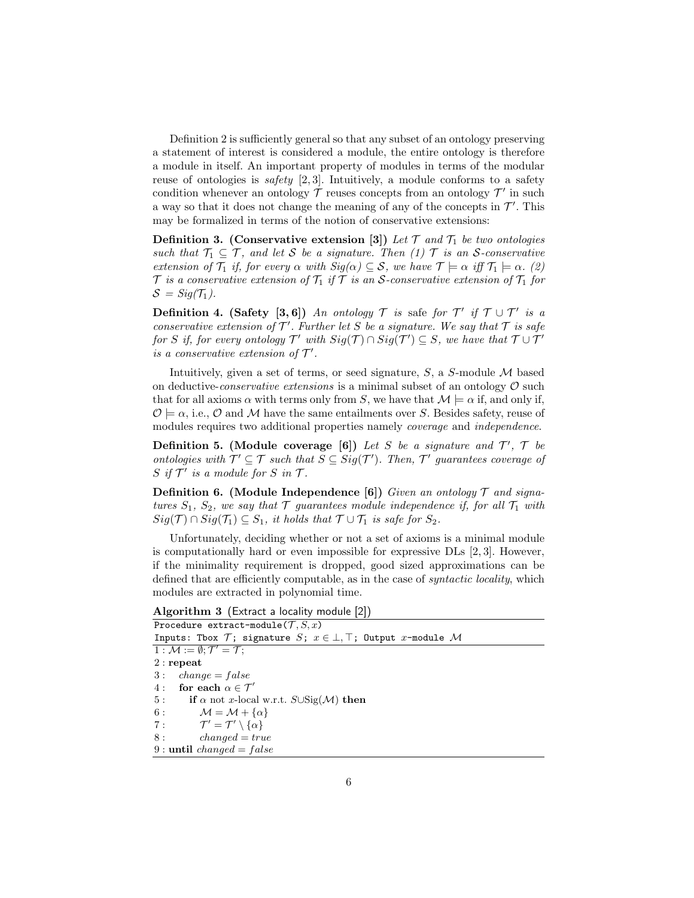Definition 2 is sufficiently general so that any subset of an ontology preserving a statement of interest is considered a module, the entire ontology is therefore a module in itself. An important property of modules in terms of the modular reuse of ontologies is *safety* [2, 3]. Intuitively, a module conforms to a safety condition whenever an ontology $\mathcal{T}$ reuses concepts from an ontology $\mathcal{T}'$ in such a way so that it does not change the meaning of any of the concepts in $\mathcal{T}'$. This may be formalized in terms of the notion of conservative extensions:

**Definition 3. (Conservative extension [3])** *Let $\mathcal{T}$ and $\mathcal{T}_1$ be two ontologies such that $\mathcal{T}_1 \subseteq \mathcal{T}$, and let $\mathcal{S}$ be a signature. Then (1) $\mathcal{T}$ is an $\mathcal{S}$-conservative extension of $\mathcal{T}_1$ if, for every $\alpha$ with $Sig(\alpha) \subseteq \mathcal{S}$, we have $\mathcal{T} \models \alpha$ iff $\mathcal{T}_1 \models \alpha$. (2) $\mathcal{T}$ is a conservative extension of $\mathcal{T}_1$ if $\mathcal{T}$ is an $\mathcal{S}$-conservative extension of $\mathcal{T}_1$ for $\mathcal{S} = Sig(\mathcal{T}_1)$.*

**Definition 4. (Safety [3, 6])** *An ontology $\mathcal{T}$ is* safe *for $\mathcal{T}'$ if $\mathcal{T} \cup \mathcal{T}'$ is a conservative extension of $\mathcal{T}'$. Further let $S$ be a signature. We say that $\mathcal{T}$ is safe for $S$ if, for every ontology $\mathcal{T}'$ with $Sig(\mathcal{T}) \cap Sig(\mathcal{T}') \subseteq S$, we have that $\mathcal{T} \cup \mathcal{T}'$ is a conservative extension of $\mathcal{T}'$.*

Intuitively, given a set of terms, or seed signature, $S$, a $S$-module $\mathcal{M}$ based on deductive-*conservative extensions* is a minimal subset of an ontology $\mathcal{O}$ such that for all axioms $\alpha$ with terms only from $S$, we have that $\mathcal{M} \models \alpha$ if, and only if, $\mathcal{O} \models \alpha$, i.e., $\mathcal{O}$ and $\mathcal{M}$ have the same entailments over $S$. Besides safety, reuse of modules requires two additional properties namely *coverage* and *independence*.

**Definition 5. (Module coverage [6])** *Let $S$ be a signature and $\mathcal{T}'$, $\mathcal{T}$ be ontologies with $\mathcal{T}' \subseteq \mathcal{T}$ such that $S \subseteq Sig(\mathcal{T}')$. Then, $\mathcal{T}'$ guarantees coverage of $S$ if $\mathcal{T}'$ is a module for $S$ in $\mathcal{T}$.*

**Definition 6. (Module Independence [6])** *Given an ontology $\mathcal{T}$ and signatures $S_1$, $S_2$, we say that $\mathcal{T}$ guarantees module independence if, for all $\mathcal{T}_1$ with $Sig(\mathcal{T}) \cap Sig(\mathcal{T}_1) \subseteq S_1$, it holds that $\mathcal{T} \cup \mathcal{T}_1$ is safe for $S_2$.*

Unfortunately, deciding whether or not a set of axioms is a minimal module is computationally hard or even impossible for expressive DLs [2, 3]. However, if the minimality requirement is dropped, good sized approximations can be defined that are efficiently computable, as in the case of *syntactic locality*, which modules are extracted in polynomial time.

**Algorithm 3** (Extract a locality module [2])

```
Procedure extract-module(T, S, x)
Inputs: Tbox T; signature S; x ∈ ⊥, ⊤; Output x-module M
1 : M := ∅; T' = T;
2 : repeat
3 :   change = false
4 :   for each α ∈ T'
5 :     if α not x-local w.r.t. S∪Sig(M) then
6 :       M = M + {α}
7 :       T' = T' \ {α}
8 :       changed = true
9 : until changed = false
```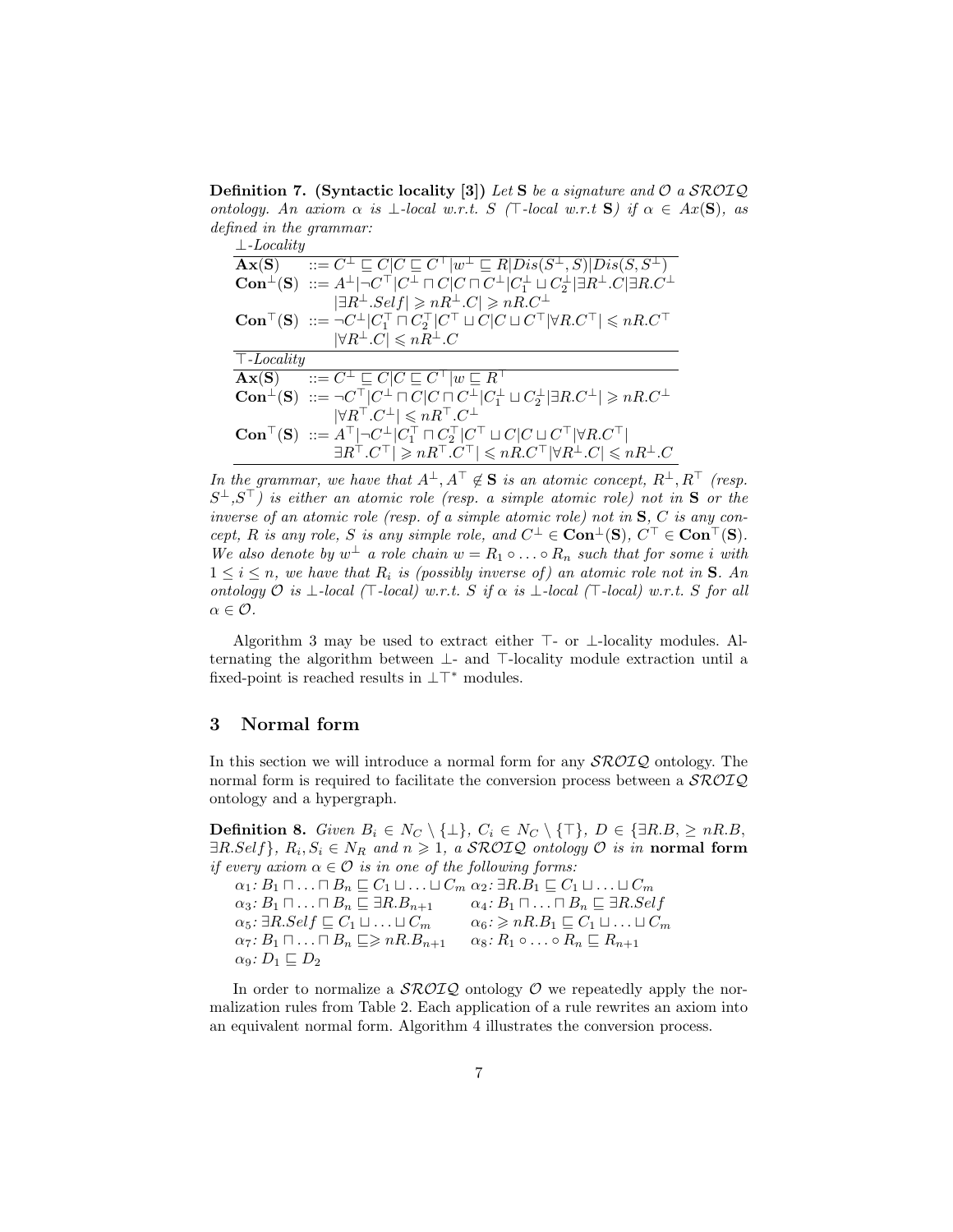**Definition 7. (Syntactic locality [3])** *Let* $\mathbf{S}$ *be a signature and* $\mathcal{O}$ *a* $\mathcal{SROIQ}$ *ontology. An axiom* $\alpha$ *is* $\bot$*-local w.r.t.* $S$ *(*$\top$*-local w.r.t* $\mathbf{S}$*) if* $\alpha \in Ax(\mathbf{S})$*, as defined in the grammar:*

| *⊥-Locality* | |
|---|---|
| $\mathbf{Ax(S)}$ | $::= C^\bot \sqsubseteq C \mid C \sqsubseteq C^\top \mid w^\bot \sqsubseteq R \mid Dis(S^\bot, S) \mid Dis(S, S^\bot)$ |
| $\mathbf{Con}^\bot\mathbf{(S)}$ | $::= A^\bot \mid \neg C^\top \mid C^\bot \sqcap C \mid C \sqcap C^\bot \mid C_1^\bot \sqcup C_2^\bot \mid \exists R^\bot.C \mid \exists R.C^\bot$ $\mid \exists R^\bot.Self \mid \geqslant nR^\bot.C \mid \geqslant nR.C^\bot$ |
| $\mathbf{Con}^\top\mathbf{(S)}$ | $::= \neg C^\bot \mid C_1^\top \sqcap C_2^\top \mid C^\top \sqcup C \mid C \sqcup C^\top \mid \forall R.C^\top \mid \leqslant nR.C^\top$ $\mid \forall R^\bot.C \mid \leqslant nR^\bot.C$ |
| *⊤-Locality* | |
| $\mathbf{Ax(S)}$ | $::= C^\bot \sqsubseteq C \mid C \sqsubseteq C^\top \mid w \sqsubseteq R^\top$ |
| $\mathbf{Con}^\bot\mathbf{(S)}$ | $::= \neg C^\top \mid C^\bot \sqcap C \mid C \sqcap C^\bot \mid C_1^\bot \sqcup C_2^\bot \mid \exists R.C^\bot \mid \geqslant nR.C^\bot$ $\mid \forall R^\top.C^\bot \mid \leqslant nR^\top.C^\bot$ |
| $\mathbf{Con}^\top\mathbf{(S)}$ | $::= A^\top \mid \neg C^\bot \mid C_1^\top \sqcap C_2^\top \mid C^\top \sqcup C \mid C \sqcup C^\top \mid \forall R.C^\top \mid$ $\exists R^\top.C^\top \mid \geqslant nR^\top.C^\top \mid \leqslant nR.C^\top \mid \forall R^\bot.C \mid \leqslant nR^\bot.C$ |

*In the grammar, we have that* $A^\bot, A^\top \notin \mathbf{S}$ *is an atomic concept,* $R^\bot, R^\top$ *(resp.* $S^\bot$*,*$S^\top$*) is either an atomic role (resp. a simple atomic role) not in* $\mathbf{S}$ *or the inverse of an atomic role (resp. of a simple atomic role) not in* $\mathbf{S}$*,* $C$ *is any concept,* $R$ *is any role,* $S$ *is any simple role, and* $C^\bot \in \mathbf{Con}^\bot(\mathbf{S})$*,* $C^\top \in \mathbf{Con}^\top(\mathbf{S})$*. We also denote by* $w^\bot$ *a role chain* $w = R_1 \circ \ldots \circ R_n$ *such that for some* $i$ *with* $1 \leq i \leq n$*, we have that* $R_i$ *is (possibly inverse of) an atomic role not in* $\mathbf{S}$*. An ontology* $\mathcal{O}$ *is* $\bot$*-local (*$\top$*-local) w.r.t.* $S$ *if* $\alpha$ *is* $\bot$*-local (*$\top$*-local) w.r.t.* $S$ *for all* $\alpha \in \mathcal{O}$*.*

Algorithm 3 may be used to extract either ⊤- or ⊥-locality modules. Alternating the algorithm between ⊥- and ⊤-locality module extraction until a fixed-point is reached results in $\bot\top^*$ modules.

## 3 Normal form

In this section we will introduce a normal form for any $\mathcal{SROIQ}$ ontology. The normal form is required to facilitate the conversion process between a $\mathcal{SROIQ}$ ontology and a hypergraph.

**Definition 8.** *Given* $B_i \in N_C \setminus \{\bot\}$*,* $C_i \in N_C \setminus \{\top\}$*,* $D \in \{\exists R.B, \geq nR.B, \exists R.Self\}$*,* $R_i, S_i \in N_R$ *and* $n \geqslant 1$*, a* $\mathcal{SROIQ}$ *ontology* $\mathcal{O}$ *is in* **normal form** *if every axiom* $\alpha \in \mathcal{O}$ *is in one of the following forms:*

$\alpha_1$: $B_1 \sqcap \ldots \sqcap B_n \sqsubseteq C_1 \sqcup \ldots \sqcup C_m$   $\alpha_2$: $\exists R.B_1 \sqsubseteq C_1 \sqcup \ldots \sqcup C_m$
$\alpha_3$: $B_1 \sqcap \ldots \sqcap B_n \sqsubseteq \exists R.B_{n+1}$   $\alpha_4$: $B_1 \sqcap \ldots \sqcap B_n \sqsubseteq \exists R.Self$
$\alpha_5$: $\exists R.Self \sqsubseteq C_1 \sqcup \ldots \sqcup C_m$   $\alpha_6$: $\geqslant nR.B_1 \sqsubseteq C_1 \sqcup \ldots \sqcup C_m$
$\alpha_7$: $B_1 \sqcap \ldots \sqcap B_n \sqsubseteq \geqslant nR.B_{n+1}$   $\alpha_8$: $R_1 \circ \ldots \circ R_n \sqsubseteq R_{n+1}$
$\alpha_9$: $D_1 \sqsubseteq D_2$

In order to normalize a $\mathcal{SROIQ}$ ontology $\mathcal{O}$ we repeatedly apply the normalization rules from Table 2. Each application of a rule rewrites an axiom into an equivalent normal form. Algorithm 4 illustrates the conversion process.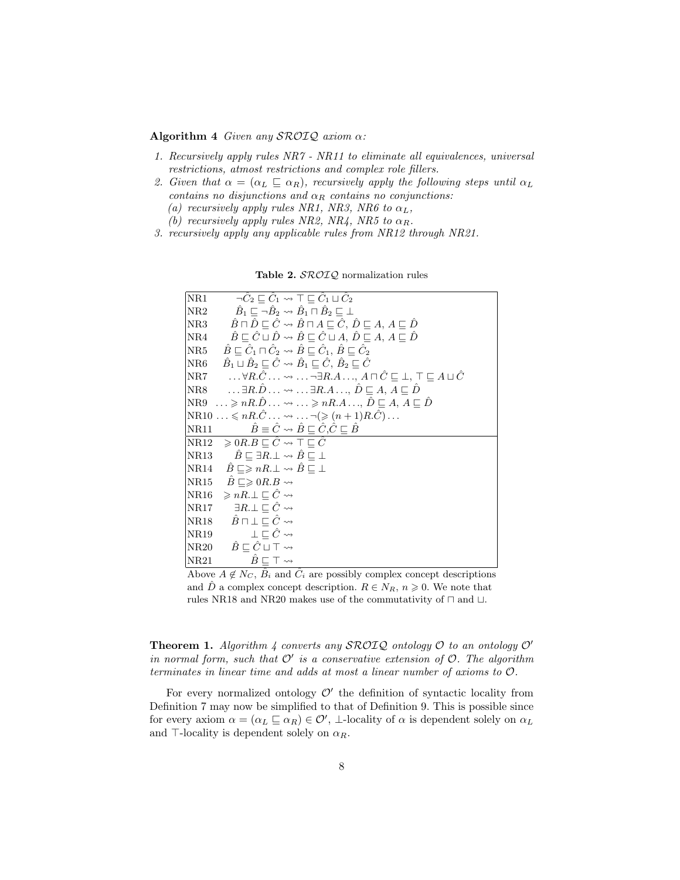**Algorithm 4** *Given any $\mathcal{SROIQ}$ axiom $\alpha$:*

1. *Recursively apply rules NR7 - NR11 to eliminate all equivalences, universal restrictions, atmost restrictions and complex role fillers.*
2. *Given that $\alpha = (\alpha_L \sqsubseteq \alpha_R)$, recursively apply the following steps until $\alpha_L$ contains no disjunctions and $\alpha_R$ contains no conjunctions:*
   *(a) recursively apply rules NR1, NR3, NR6 to $\alpha_L$,*
   *(b) recursively apply rules NR2, NR4, NR5 to $\alpha_R$.*
3. *recursively apply any applicable rules from NR12 through NR21.*

**Table 2.** $\mathcal{SROIQ}$ normalization rules

| Rule | |
|---|---|
| NR1 | $\neg\hat{C}_2 \sqsubseteq \hat{C}_1 \rightsquigarrow \top \sqsubseteq \hat{C}_1 \sqcup \hat{C}_2$ |
| NR2 | $\hat{B}_1 \sqsubseteq \neg\hat{B}_2 \rightsquigarrow \hat{B}_1 \sqcap \hat{B}_2 \sqsubseteq \bot$ |
| NR3 | $\hat{B} \sqcap \hat{D} \sqsubseteq \hat{C} \rightsquigarrow \hat{B} \sqcap A \sqsubseteq \hat{C},\ \hat{D} \sqsubseteq A,\ A \sqsubseteq \hat{D}$ |
| NR4 | $\hat{B} \sqsubseteq \hat{C} \sqcup \hat{D} \rightsquigarrow \hat{B} \sqsubseteq \hat{C} \sqcup A,\ \hat{D} \sqsubseteq A,\ A \sqsubseteq \hat{D}$ |
| NR5 | $\hat{B} \sqsubseteq \hat{C}_1 \sqcap \hat{C}_2 \rightsquigarrow \hat{B} \sqsubseteq \hat{C}_1,\ \hat{B} \sqsubseteq \hat{C}_2$ |
| NR6 | $\hat{B}_1 \sqcup \hat{B}_2 \sqsubseteq \hat{C} \rightsquigarrow \hat{B}_1 \sqsubseteq \hat{C},\ \hat{B}_2 \sqsubseteq \hat{C}$ |
| NR7 | $\ldots\forall R.\hat{C}\ldots \rightsquigarrow \ldots\neg\exists R.A\ldots,\ A \sqcap \hat{C} \sqsubseteq \bot,\ \top \sqsubseteq A \sqcup \hat{C}$ |
| NR8 | $\ldots\exists R.\hat{D}\ldots \rightsquigarrow \ldots\exists R.A\ldots,\ \hat{D} \sqsubseteq A,\ A \sqsubseteq \hat{D}$ |
| NR9 | $\ldots\geqslant nR.\hat{D}\ldots \rightsquigarrow \ldots\geqslant nR.A\ldots,\ \hat{D} \sqsubseteq A,\ A \sqsubseteq \hat{D}$ |
| NR10 | $\ldots\leqslant nR.\hat{C}\ldots \rightsquigarrow \ldots\neg(\geqslant (n+1)R.\hat{C})\ldots$ |
| NR11 | $\hat{B} \equiv \hat{C} \rightsquigarrow \hat{B} \sqsubseteq \hat{C}, \hat{C} \sqsubseteq \hat{B}$ |
| NR12 | $\geqslant 0R.B \sqsubseteq \hat{C} \rightsquigarrow \top \sqsubseteq \hat{C}$ |
| NR13 | $\hat{B} \sqsubseteq \exists R.\bot \rightsquigarrow \hat{B} \sqsubseteq \bot$ |
| NR14 | $\hat{B} \sqsubseteq \geqslant nR.\bot \rightsquigarrow \hat{B} \sqsubseteq \bot$ |
| NR15 | $\hat{B} \sqsubseteq \geqslant 0R.B \rightsquigarrow$ |
| NR16 | $\geqslant nR.\bot \sqsubseteq \hat{C} \rightsquigarrow$ |
| NR17 | $\exists R.\bot \sqsubseteq \hat{C} \rightsquigarrow$ |
| NR18 | $\hat{B} \sqcap \bot \sqsubseteq \hat{C} \rightsquigarrow$ |
| NR19 | $\bot \sqsubseteq \hat{C} \rightsquigarrow$ |
| NR20 | $\hat{B} \sqsubseteq \hat{C} \sqcup \top \rightsquigarrow$ |
| NR21 | $\hat{B} \sqsubseteq \top \rightsquigarrow$ |

Above $A \notin N_C$, $\hat{B}_i$ and $\hat{C}_i$ are possibly complex concept descriptions and $\hat{D}$ a complex concept description. $R \in N_R$, $n \geqslant 0$. We note that rules NR18 and NR20 makes use of the commutativity of $\sqcap$ and $\sqcup$.

**Theorem 1.** *Algorithm 4 converts any $\mathcal{SROIQ}$ ontology $\mathcal{O}$ to an ontology $\mathcal{O}'$ in normal form, such that $\mathcal{O}'$ is a conservative extension of $\mathcal{O}$. The algorithm terminates in linear time and adds at most a linear number of axioms to $\mathcal{O}$.*

For every normalized ontology $\mathcal{O}'$ the definition of syntactic locality from Definition 7 may now be simplified to that of Definition 9. This is possible since for every axiom $\alpha = (\alpha_L \sqsubseteq \alpha_R) \in \mathcal{O}'$, $\bot$-locality of $\alpha$ is dependent solely on $\alpha_L$ and $\top$-locality is dependent solely on $\alpha_R$.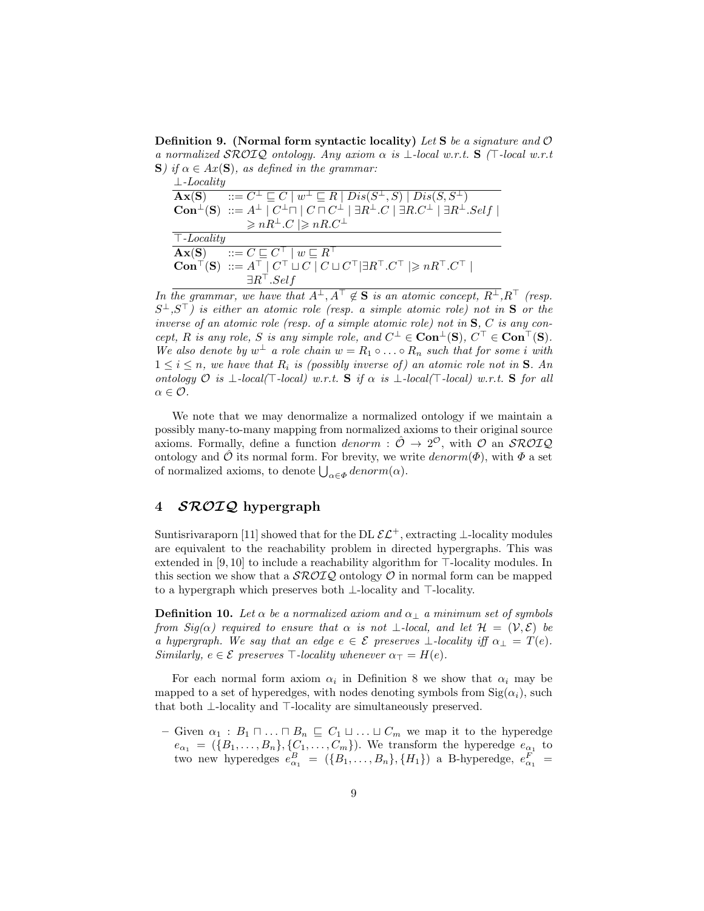**Definition 9. (Normal form syntactic locality)** *Let* $\mathbf{S}$ *be a signature and* $\mathcal{O}$ *a normalized* $\mathcal{SROIQ}$ *ontology. Any axiom* $\alpha$ *is* $\bot$*-local w.r.t.* $\mathbf{S}$ *(*$\top$*-local w.r.t* $\mathbf{S}$*) if* $\alpha \in Ax(\mathbf{S})$*, as defined in the grammar:*

*$\bot$-Locality*

| | |
|---|---|
| $\mathbf{Ax}(\mathbf{S})$ | $::= C^{\bot} \sqsubseteq C \mid w^{\bot} \sqsubseteq R \mid Dis(S^{\bot}, S) \mid Dis(S, S^{\bot})$ |
| $\mathbf{Con}^{\bot}(\mathbf{S})$ | $::= A^{\bot} \mid C^{\bot} \sqcap \mid C \sqcap C^{\bot} \mid \exists R^{\bot}.C \mid \exists R.C^{\bot} \mid \exists R^{\bot}.Self \mid$ $\geqslant nR^{\bot}.C \mid \geqslant nR.C^{\bot}$ |

*$\top$-Locality*

| | |
|---|---|
| $\mathbf{Ax}(\mathbf{S})$ | $::= C \sqsubseteq C^{\top} \mid w \sqsubseteq R^{\top}$ |
| $\mathbf{Con}^{\top}(\mathbf{S})$ | $::= A^{\top} \mid C^{\top} \sqcup C \mid C \sqcup C^{\top} \mid \exists R^{\top}.C^{\top} \mid \geqslant nR^{\top}.C^{\top} \mid$ $\exists R^{\top}.Self$ |

*In the grammar, we have that* $A^{\bot}, A^{\top} \notin \mathbf{S}$ *is an atomic concept,* $R^{\bot}, R^{\top}$ *(resp.* $S^{\bot}, S^{\top}$*) is either an atomic role (resp. a simple atomic role) not in* $\mathbf{S}$ *or the inverse of an atomic role (resp. of a simple atomic role) not in* $\mathbf{S}$*,* $C$ *is any concept,* $R$ *is any role,* $S$ *is any simple role, and* $C^{\bot} \in \mathbf{Con}^{\bot}(\mathbf{S})$*,* $C^{\top} \in \mathbf{Con}^{\top}(\mathbf{S})$*. We also denote by* $w^{\bot}$ *a role chain* $w = R_1 \circ \ldots \circ R_n$ *such that for some* $i$ *with* $1 \leq i \leq n$*, we have that* $R_i$ *is (possibly inverse of) an atomic role not in* $\mathbf{S}$*. An ontology* $\mathcal{O}$ *is* $\bot$*-local(*$\top$*-local) w.r.t.* $\mathbf{S}$ *if* $\alpha$ *is* $\bot$*-local(*$\top$*-local) w.r.t.* $\mathbf{S}$ *for all* $\alpha \in \mathcal{O}$*.*

We note that we may denormalize a normalized ontology if we maintain a possibly many-to-many mapping from normalized axioms to their original source axioms. Formally, define a function $denorm : \hat{\mathcal{O}} \to 2^{\mathcal{O}}$, with $\mathcal{O}$ an $\mathcal{SROIQ}$ ontology and $\hat{\mathcal{O}}$ its normal form. For brevity, we write $denorm(\Phi)$, with $\Phi$ a set of normalized axioms, to denote $\bigcup_{\alpha \in \Phi} denorm(\alpha)$.

## 4 $\mathcal{SROIQ}$ hypergraph

Suntisrivaraporn [11] showed that for the DL $\mathcal{EL}^{+}$, extracting $\bot$-locality modules are equivalent to the reachability problem in directed hypergraphs. This was extended in [9, 10] to include a reachability algorithm for $\top$-locality modules. In this section we show that a $\mathcal{SROIQ}$ ontology $\mathcal{O}$ in normal form can be mapped to a hypergraph which preserves both $\bot$-locality and $\top$-locality.

**Definition 10.** *Let* $\alpha$ *be a normalized axiom and* $\alpha_{\bot}$ *a minimum set of symbols from* $Sig(\alpha)$ *required to ensure that* $\alpha$ *is not* $\bot$*-local, and let* $\mathcal{H} = (\mathcal{V}, \mathcal{E})$ *be a hypergraph. We say that an edge* $e \in \mathcal{E}$ *preserves* $\bot$*-locality iff* $\alpha_{\bot} = T(e)$*. Similarly,* $e \in \mathcal{E}$ *preserves* $\top$*-locality whenever* $\alpha_{\top} = H(e)$*.*

For each normal form axiom $\alpha_i$ in Definition 8 we show that $\alpha_i$ may be mapped to a set of hyperedges, with nodes denoting symbols from $\mathrm{Sig}(\alpha_i)$, such that both $\bot$-locality and $\top$-locality are simultaneously preserved.

- Given $\alpha_1 : B_1 \sqcap \ldots \sqcap B_n \sqsubseteq C_1 \sqcup \ldots \sqcup C_m$ we map it to the hyperedge $e_{\alpha_1} = (\{B_1, \ldots, B_n\}, \{C_1, \ldots, C_m\})$. We transform the hyperedge $e_{\alpha_1}$ to two new hyperedges $e^{B}_{\alpha_1} = (\{B_1, \ldots, B_n\}, \{H_1\})$ a B-hyperedge, $e^{F}_{\alpha_1} =$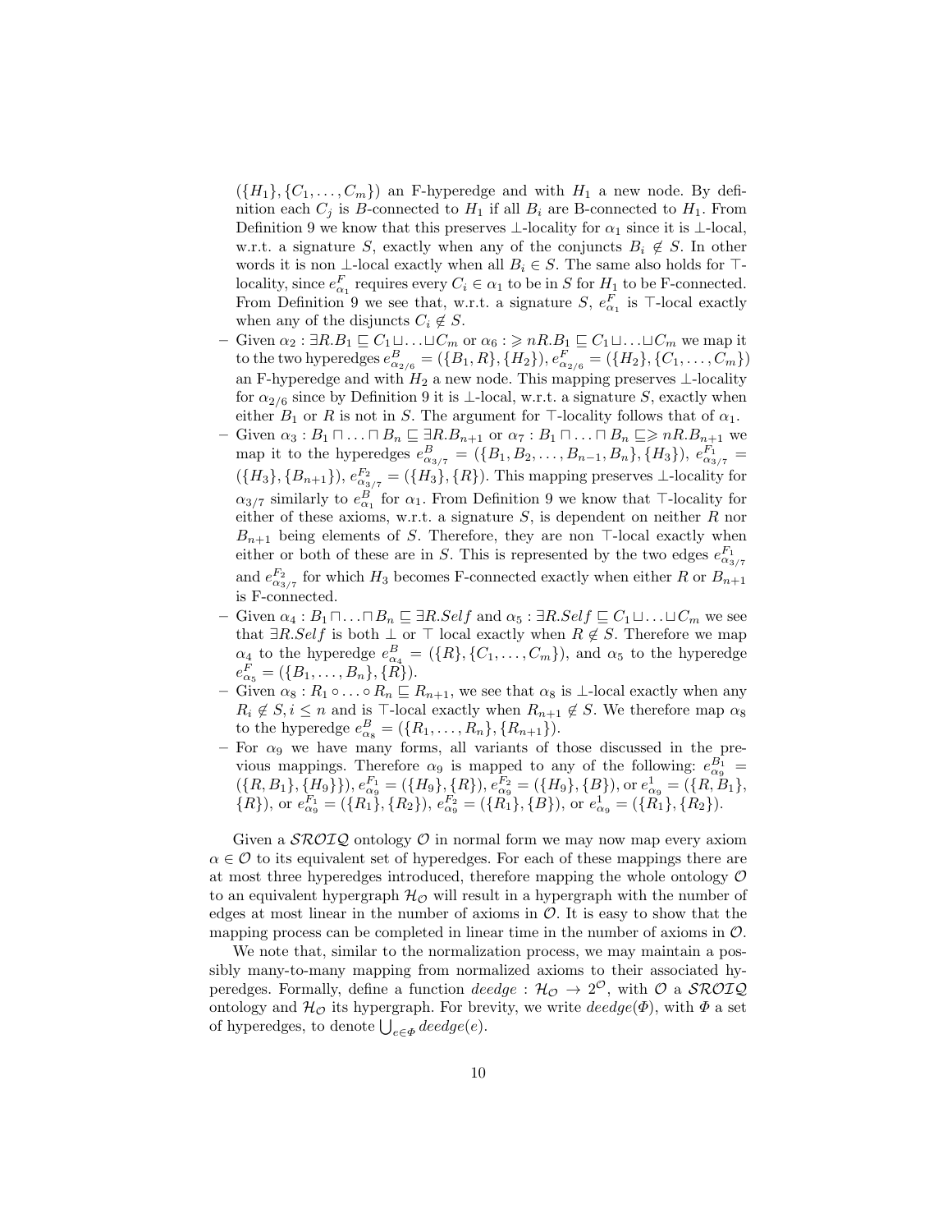$(\{H_1\}, \{C_1, \ldots, C_m\})$ an F-hyperedge and with $H_1$ a new node. By definition each $C_j$ is $B$-connected to $H_1$ if all $B_i$ are B-connected to $H_1$. From Definition 9 we know that this preserves $\bot$-locality for $\alpha_1$ since it is $\bot$-local, w.r.t. a signature $S$, exactly when any of the conjuncts $B_i \notin S$. In other words it is non $\bot$-local exactly when all $B_i \in S$. The same also holds for $\top$-locality, since $e^F_{\alpha_1}$ requires every $C_i \in \alpha_1$ to be in $S$ for $H_1$ to be F-connected. From Definition 9 we see that, w.r.t. a signature $S$, $e^F_{\alpha_1}$ is $\top$-local exactly when any of the disjuncts $C_i \notin S$.

– Given $\alpha_2 : \exists R.B_1 \sqsubseteq C_1 \sqcup \ldots \sqcup C_m$ or $\alpha_6 : \geqslant nR.B_1 \sqsubseteq C_1 \sqcup \ldots \sqcup C_m$ we map it to the two hyperedges $e^B_{\alpha_{2/6}} = (\{B_1, R\}, \{H_2\}), e^F_{\alpha_{2/6}} = (\{H_2\}, \{C_1, \ldots, C_m\})$ an F-hyperedge and with $H_2$ a new node. This mapping preserves $\bot$-locality for $\alpha_{2/6}$ since by Definition 9 it is $\bot$-local, w.r.t. a signature $S$, exactly when either $B_1$ or $R$ is not in $S$. The argument for $\top$-locality follows that of $\alpha_1$.
– Given $\alpha_3 : B_1 \sqcap \ldots \sqcap B_n \sqsubseteq \exists R.B_{n+1}$ or $\alpha_7 : B_1 \sqcap \ldots \sqcap B_n \sqsubseteq \geqslant nR.B_{n+1}$ we map it to the hyperedges $e^B_{\alpha_{3/7}} = (\{B_1, B_2, \ldots, B_{n-1}, B_n\}, \{H_3\})$, $e^{F_1}_{\alpha_{3/7}} = (\{H_3\}, \{B_{n+1}\})$, $e^{F_2}_{\alpha_{3/7}} = (\{H_3\}, \{R\})$. This mapping preserves $\bot$-locality for $\alpha_{3/7}$ similarly to $e^B_{\alpha_1}$ for $\alpha_1$. From Definition 9 we know that $\top$-locality for either of these axioms, w.r.t. a signature $S$, is dependent on neither $R$ nor $B_{n+1}$ being elements of $S$. Therefore, they are non $\top$-local exactly when either or both of these are in $S$. This is represented by the two edges $e^{F_1}_{\alpha_{3/7}}$ and $e^{F_2}_{\alpha_{3/7}}$ for which $H_3$ becomes F-connected exactly when either $R$ or $B_{n+1}$ is F-connected.
– Given $\alpha_4 : B_1 \sqcap \ldots \sqcap B_n \sqsubseteq \exists R.Self$ and $\alpha_5 : \exists R.Self \sqsubseteq C_1 \sqcup \ldots \sqcup C_m$ we see that $\exists R.Self$ is both $\bot$ or $\top$ local exactly when $R \notin S$. Therefore we map $\alpha_4$ to the hyperedge $e^B_{\alpha_4} = (\{R\}, \{C_1, \ldots, C_m\})$, and $\alpha_5$ to the hyperedge $e^F_{\alpha_5} = (\{B_1, \ldots, B_n\}, \{R\})$.
– Given $\alpha_8 : R_1 \circ \ldots \circ R_n \sqsubseteq R_{n+1}$, we see that $\alpha_8$ is $\bot$-local exactly when any $R_i \notin S, i \leq n$ and is $\top$-local exactly when $R_{n+1} \notin S$. We therefore map $\alpha_8$ to the hyperedge $e^B_{\alpha_8} = (\{R_1, \ldots, R_n\}, \{R_{n+1}\})$.
– For $\alpha_9$ we have many forms, all variants of those discussed in the previous mappings. Therefore $\alpha_9$ is mapped to any of the following: $e^{B_1}_{\alpha_9} = (\{R, B_1\}, \{H_9\}\})$, $e^{F_1}_{\alpha_9} = (\{H_9\}, \{R\})$, $e^{F_2}_{\alpha_9} = (\{H_9\}, \{B\})$, or $e^1_{\alpha_9} = (\{R, B_1\}, \{R\})$, or $e^{F_1}_{\alpha_9} = (\{R_1\}, \{R_2\})$, $e^{F_2}_{\alpha_9} = (\{R_1\}, \{B\})$, or $e^1_{\alpha_9} = (\{R_1\}, \{R_2\})$.

Given a $\mathcal{SROIQ}$ ontology $\mathcal{O}$ in normal form we may now map every axiom $\alpha \in \mathcal{O}$ to its equivalent set of hyperedges. For each of these mappings there are at most three hyperedges introduced, therefore mapping the whole ontology $\mathcal{O}$ to an equivalent hypergraph $\mathcal{H}_\mathcal{O}$ will result in a hypergraph with the number of edges at most linear in the number of axioms in $\mathcal{O}$. It is easy to show that the mapping process can be completed in linear time in the number of axioms in $\mathcal{O}$.

We note that, similar to the normalization process, we may maintain a possibly many-to-many mapping from normalized axioms to their associated hyperedges. Formally, define a function $deedge : \mathcal{H}_\mathcal{O} \rightarrow 2^\mathcal{O}$, with $\mathcal{O}$ a $\mathcal{SROIQ}$ ontology and $\mathcal{H}_\mathcal{O}$ its hypergraph. For brevity, we write $deedge(\Phi)$, with $\Phi$ a set of hyperedges, to denote $\bigcup_{e \in \Phi} deedge(e)$.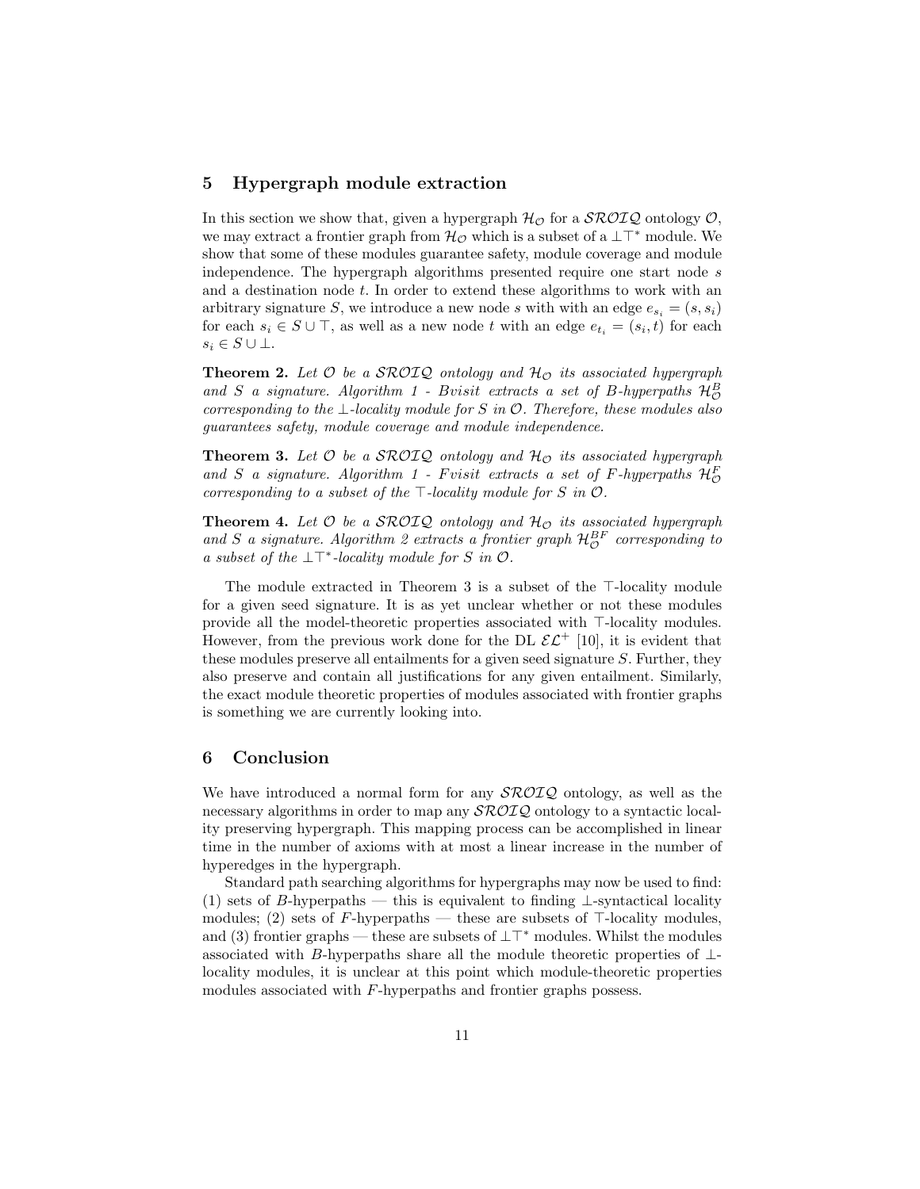## 5 Hypergraph module extraction

In this section we show that, given a hypergraph $\mathcal{H}_\mathcal{O}$ for a $\mathcal{SROIQ}$ ontology $\mathcal{O}$, we may extract a frontier graph from $\mathcal{H}_\mathcal{O}$ which is a subset of a $\bot\top^*$ module. We show that some of these modules guarantee safety, module coverage and module independence. The hypergraph algorithms presented require one start node $s$ and a destination node $t$. In order to extend these algorithms to work with an arbitrary signature $S$, we introduce a new node $s$ with with an edge $e_{s_i} = (s, s_i)$ for each $s_i \in S \cup \top$, as well as a new node $t$ with an edge $e_{t_i} = (s_i, t)$ for each $s_i \in S \cup \bot$.

**Theorem 2.** *Let $\mathcal{O}$ be a $\mathcal{SROIQ}$ ontology and $\mathcal{H}_\mathcal{O}$ its associated hypergraph and $S$ a signature. Algorithm 1 - Bvisit extracts a set of B-hyperpaths $\mathcal{H}^B_\mathcal{O}$ corresponding to the $\bot$-locality module for $S$ in $\mathcal{O}$. Therefore, these modules also guarantees safety, module coverage and module independence.*

**Theorem 3.** *Let $\mathcal{O}$ be a $\mathcal{SROIQ}$ ontology and $\mathcal{H}_\mathcal{O}$ its associated hypergraph and $S$ a signature. Algorithm 1 - Fvisit extracts a set of F-hyperpaths $\mathcal{H}^F_\mathcal{O}$ corresponding to a subset of the $\top$-locality module for $S$ in $\mathcal{O}$.*

**Theorem 4.** *Let $\mathcal{O}$ be a $\mathcal{SROIQ}$ ontology and $\mathcal{H}_\mathcal{O}$ its associated hypergraph and $S$ a signature. Algorithm 2 extracts a frontier graph $\mathcal{H}^{BF}_\mathcal{O}$ corresponding to a subset of the $\bot\top^*$-locality module for $S$ in $\mathcal{O}$.*

The module extracted in Theorem 3 is a subset of the $\top$-locality module for a given seed signature. It is as yet unclear whether or not these modules provide all the model-theoretic properties associated with $\top$-locality modules. However, from the previous work done for the DL $\mathcal{EL}^+$ [10], it is evident that these modules preserve all entailments for a given seed signature $S$. Further, they also preserve and contain all justifications for any given entailment. Similarly, the exact module theoretic properties of modules associated with frontier graphs is something we are currently looking into.

## 6 Conclusion

We have introduced a normal form for any $\mathcal{SROIQ}$ ontology, as well as the necessary algorithms in order to map any $\mathcal{SROIQ}$ ontology to a syntactic locality preserving hypergraph. This mapping process can be accomplished in linear time in the number of axioms with at most a linear increase in the number of hyperedges in the hypergraph.

Standard path searching algorithms for hypergraphs may now be used to find: (1) sets of $B$-hyperpaths — this is equivalent to finding $\bot$-syntactical locality modules; (2) sets of $F$-hyperpaths — these are subsets of $\top$-locality modules, and (3) frontier graphs — these are subsets of $\bot\top^*$ modules. Whilst the modules associated with $B$-hyperpaths share all the module theoretic properties of $\bot$-locality modules, it is unclear at this point which module-theoretic properties modules associated with $F$-hyperpaths and frontier graphs possess.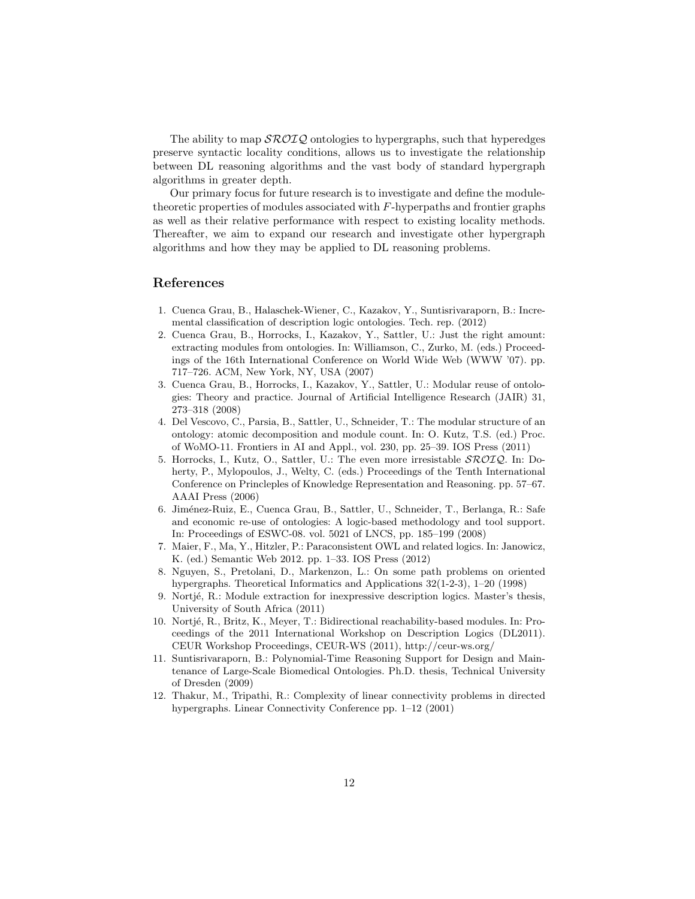The ability to map $\mathcal{SROIQ}$ ontologies to hypergraphs, such that hyperedges preserve syntactic locality conditions, allows us to investigate the relationship between DL reasoning algorithms and the vast body of standard hypergraph algorithms in greater depth.

Our primary focus for future research is to investigate and define the module-theoretic properties of modules associated with $F$-hyperpaths and frontier graphs as well as their relative performance with respect to existing locality methods. Thereafter, we aim to expand our research and investigate other hypergraph algorithms and how they may be applied to DL reasoning problems.

## References

1. Cuenca Grau, B., Halaschek-Wiener, C., Kazakov, Y., Suntisrivaraporn, B.: Incremental classification of description logic ontologies. Tech. rep. (2012)
2. Cuenca Grau, B., Horrocks, I., Kazakov, Y., Sattler, U.: Just the right amount: extracting modules from ontologies. In: Williamson, C., Zurko, M. (eds.) Proceedings of the 16th International Conference on World Wide Web (WWW '07). pp. 717–726. ACM, New York, NY, USA (2007)
3. Cuenca Grau, B., Horrocks, I., Kazakov, Y., Sattler, U.: Modular reuse of ontologies: Theory and practice. Journal of Artificial Intelligence Research (JAIR) 31, 273–318 (2008)
4. Del Vescovo, C., Parsia, B., Sattler, U., Schneider, T.: The modular structure of an ontology: atomic decomposition and module count. In: O. Kutz, T.S. (ed.) Proc. of WoMO-11. Frontiers in AI and Appl., vol. 230, pp. 25–39. IOS Press (2011)
5. Horrocks, I., Kutz, O., Sattler, U.: The even more irresistable $\mathcal{SROIQ}$. In: Doherty, P., Mylopoulos, J., Welty, C. (eds.) Proceedings of the Tenth International Conference on Princleples of Knowledge Representation and Reasoning. pp. 57–67. AAAI Press (2006)
6. Jiménez-Ruiz, E., Cuenca Grau, B., Sattler, U., Schneider, T., Berlanga, R.: Safe and economic re-use of ontologies: A logic-based methodology and tool support. In: Proceedings of ESWC-08. vol. 5021 of LNCS, pp. 185–199 (2008)
7. Maier, F., Ma, Y., Hitzler, P.: Paraconsistent OWL and related logics. In: Janowicz, K. (ed.) Semantic Web 2012. pp. 1–33. IOS Press (2012)
8. Nguyen, S., Pretolani, D., Markenzon, L.: On some path problems on oriented hypergraphs. Theoretical Informatics and Applications 32(1-2-3), 1–20 (1998)
9. Nortjé, R.: Module extraction for inexpressive description logics. Master's thesis, University of South Africa (2011)
10. Nortjé, R., Britz, K., Meyer, T.: Bidirectional reachability-based modules. In: Proceedings of the 2011 International Workshop on Description Logics (DL2011). CEUR Workshop Proceedings, CEUR-WS (2011), http://ceur-ws.org/
11. Suntisrivaraporn, B.: Polynomial-Time Reasoning Support for Design and Maintenance of Large-Scale Biomedical Ontologies. Ph.D. thesis, Technical University of Dresden (2009)
12. Thakur, M., Tripathi, R.: Complexity of linear connectivity problems in directed hypergraphs. Linear Connectivity Conference pp. 1–12 (2001)